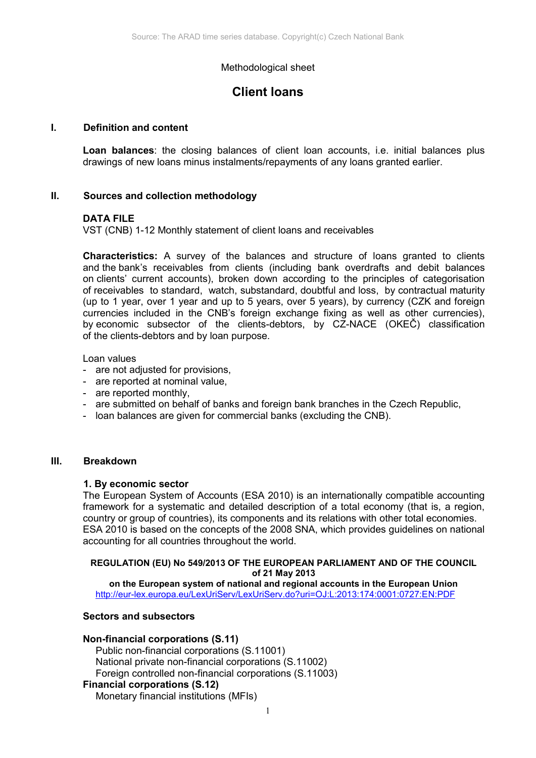Methodological sheet

# Client loans

## I. Definition and content

**Loan balances**: the closing balances of client loan accounts, i.e. initial balances plus drawings of new loans minus instalments/repayments of any loans granted earlier.

## II. Sources and collection methodology

**DATA FILE**
VST (CNB) 1-12 Monthly statement of client loans and receivables

**Characteristics:** A survey of the balances and structure of loans granted to clients and the bank's receivables from clients (including bank overdrafts and debit balances on clients' current accounts), broken down according to the principles of categorisation of receivables to standard, watch, substandard, doubtful and loss, by contractual maturity (up to 1 year, over 1 year and up to 5 years, over 5 years), by currency (CZK and foreign currencies included in the CNB's foreign exchange fixing as well as other currencies), by economic subsector of the clients-debtors, by CZ-NACE (OKEČ) classification of the clients-debtors and by loan purpose.

Loan values

- are not adjusted for provisions,
- are reported at nominal value,
- are reported monthly,
- are submitted on behalf of banks and foreign bank branches in the Czech Republic,
- loan balances are given for commercial banks (excluding the CNB).

## III. Breakdown

### 1. By economic sector

The European System of Accounts (ESA 2010) is an internationally compatible accounting framework for a systematic and detailed description of a total economy (that is, a region, country or group of countries), its components and its relations with other total economies. ESA 2010 is based on the concepts of the 2008 SNA, which provides guidelines on national accounting for all countries throughout the world.

**REGULATION (EU) No 549/2013 OF THE EUROPEAN PARLIAMENT AND OF THE COUNCIL of 21 May 2013**
**on the European system of national and regional accounts in the European Union**
http://eur-lex.europa.eu/LexUriServ/LexUriServ.do?uri=OJ:L:2013:174:0001:0727:EN:PDF

**Sectors and subsectors**

**Non-financial corporations (S.11)**
- Public non-financial corporations (S.11001)
- National private non-financial corporations (S.11002)
- Foreign controlled non-financial corporations (S.11003)

**Financial corporations (S.12)**
- Monetary financial institutions (MFIs)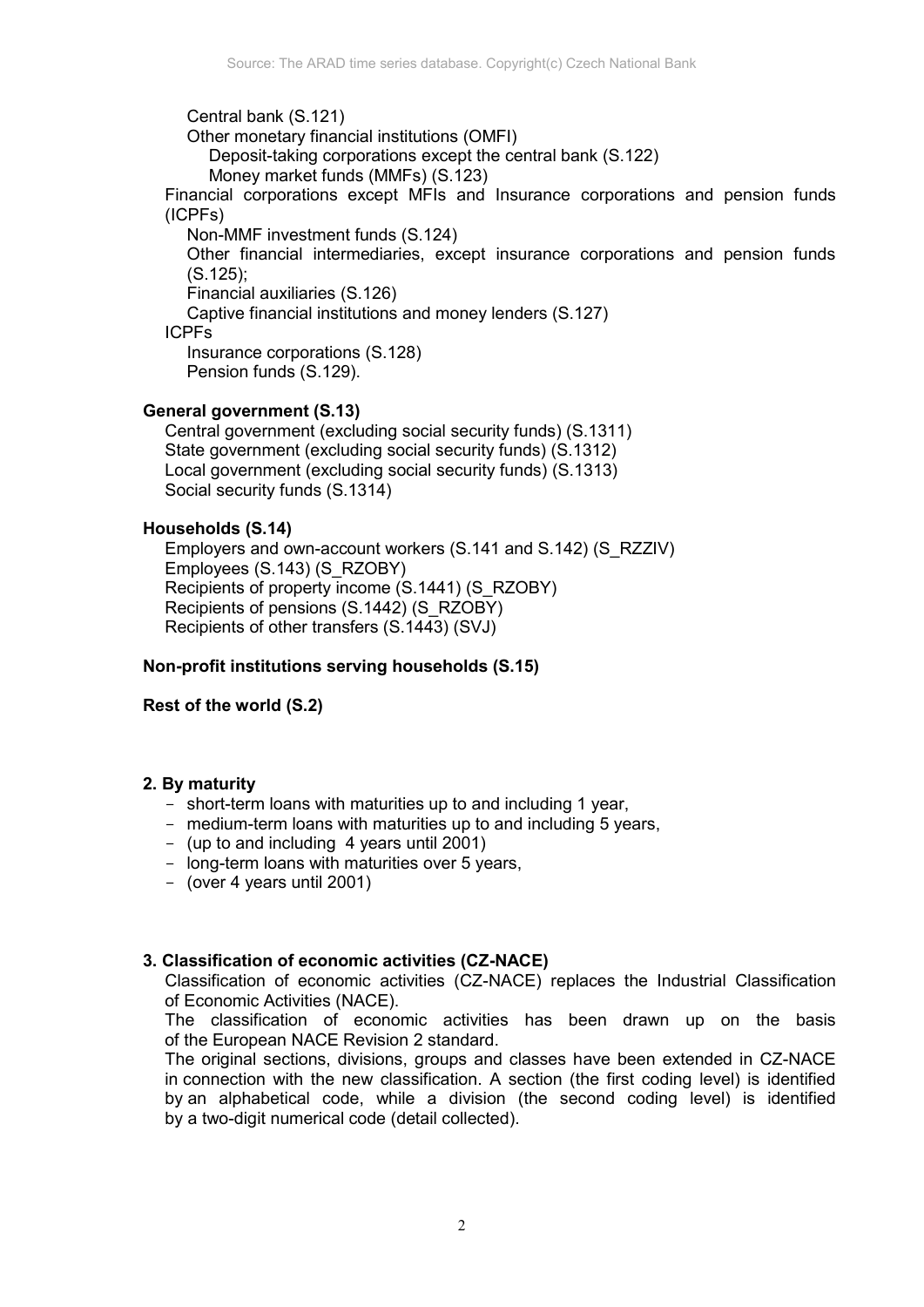Central bank (S.121)
Other monetary financial institutions (OMFI)
Deposit-taking corporations except the central bank (S.122)
Money market funds (MMFs) (S.123)

Financial corporations except MFIs and Insurance corporations and pension funds (ICPFs)
Non-MMF investment funds (S.124)
Other financial intermediaries, except insurance corporations and pension funds (S.125);
Financial auxiliaries (S.126)
Captive financial institutions and money lenders (S.127)

ICPFs
Insurance corporations (S.128)
Pension funds (S.129).

**General government (S.13)**

Central government (excluding social security funds) (S.1311)
State government (excluding social security funds) (S.1312)
Local government (excluding social security funds) (S.1313)
Social security funds (S.1314)

**Households (S.14)**

Employers and own-account workers (S.141 and S.142) (S_RZZIV)
Employees (S.143) (S_RZOBY)
Recipients of property income (S.1441) (S_RZOBY)
Recipients of pensions (S.1442) (S_RZOBY)
Recipients of other transfers (S.1443) (SVJ)

**Non-profit institutions serving households (S.15)**

**Rest of the world (S.2)**

**2. By maturity**

- short-term loans with maturities up to and including 1 year,
- medium-term loans with maturities up to and including 5 years,
- (up to and including 4 years until 2001)
- long-term loans with maturities over 5 years,
- (over 4 years until 2001)

**3. Classification of economic activities (CZ-NACE)**

Classification of economic activities (CZ-NACE) replaces the Industrial Classification of Economic Activities (NACE).

The classification of economic activities has been drawn up on the basis of the European NACE Revision 2 standard.

The original sections, divisions, groups and classes have been extended in CZ-NACE in connection with the new classification. A section (the first coding level) is identified by an alphabetical code, while a division (the second coding level) is identified by a two-digit numerical code (detail collected).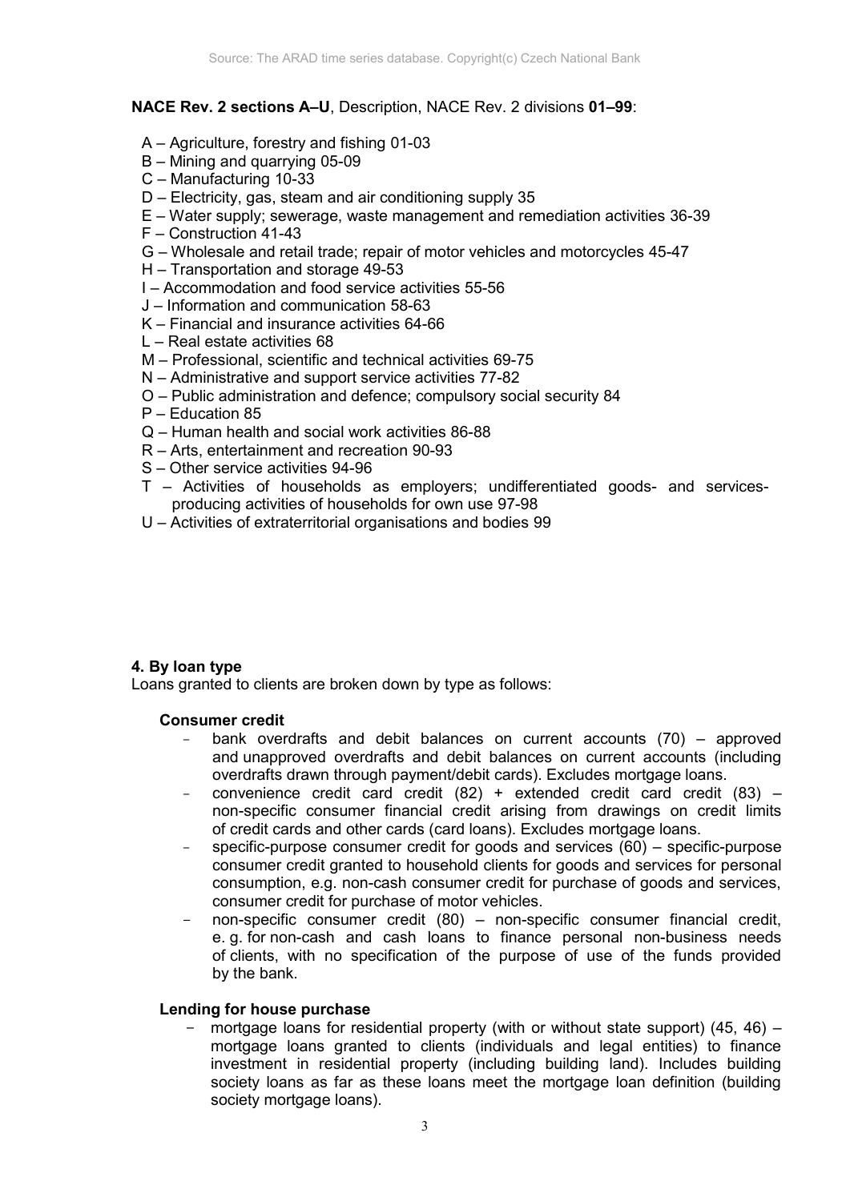**NACE Rev. 2 sections A–U**, Description, NACE Rev. 2 divisions **01–99**:

- A – Agriculture, forestry and fishing 01-03
- B – Mining and quarrying 05-09
- C – Manufacturing 10-33
- D – Electricity, gas, steam and air conditioning supply 35
- E – Water supply; sewerage, waste management and remediation activities 36-39
- F – Construction 41-43
- G – Wholesale and retail trade; repair of motor vehicles and motorcycles 45-47
- H – Transportation and storage 49-53
- I – Accommodation and food service activities 55-56
- J – Information and communication 58-63
- K – Financial and insurance activities 64-66
- L – Real estate activities 68
- M – Professional, scientific and technical activities 69-75
- N – Administrative and support service activities 77-82
- O – Public administration and defence; compulsory social security 84
- P – Education 85
- Q – Human health and social work activities 86-88
- R – Arts, entertainment and recreation 90-93
- S – Other service activities 94-96
- T – Activities of households as employers; undifferentiated goods- and services-producing activities of households for own use 97-98
- U – Activities of extraterritorial organisations and bodies 99

**4. By loan type**

Loans granted to clients are broken down by type as follows:

**Consumer credit**

- bank overdrafts and debit balances on current accounts (70) – approved and unapproved overdrafts and debit balances on current accounts (including overdrafts drawn through payment/debit cards). Excludes mortgage loans.
- convenience credit card credit (82) + extended credit card credit (83) – non-specific consumer financial credit arising from drawings on credit limits of credit cards and other cards (card loans). Excludes mortgage loans.
- specific-purpose consumer credit for goods and services (60) – specific-purpose consumer credit granted to household clients for goods and services for personal consumption, e.g. non-cash consumer credit for purchase of goods and services, consumer credit for purchase of motor vehicles.
- non-specific consumer credit (80) – non-specific consumer financial credit, e. g. for non-cash and cash loans to finance personal non-business needs of clients, with no specification of the purpose of use of the funds provided by the bank.

**Lending for house purchase**

- mortgage loans for residential property (with or without state support) (45, 46) – mortgage loans granted to clients (individuals and legal entities) to finance investment in residential property (including building land). Includes building society loans as far as these loans meet the mortgage loan definition (building society mortgage loans).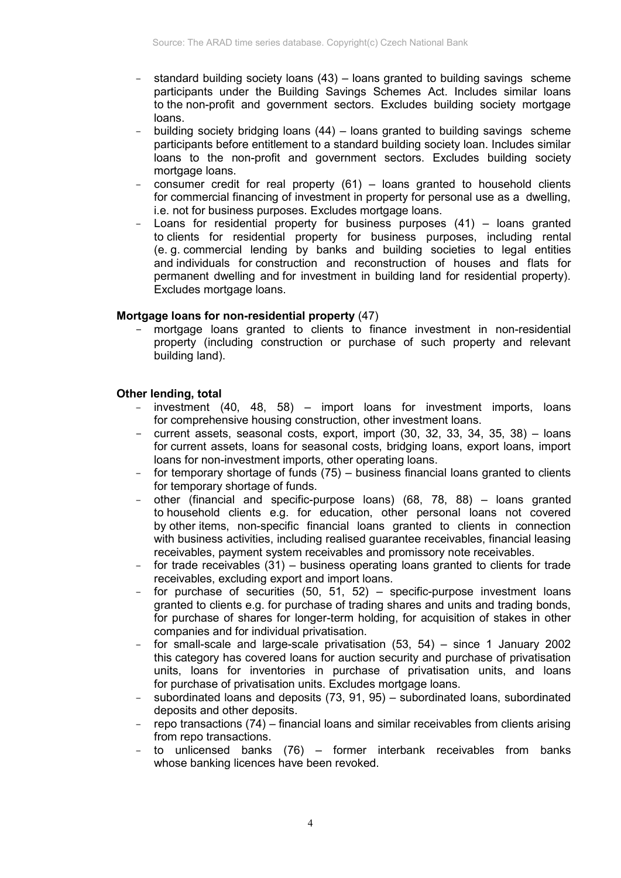- standard building society loans (43) – loans granted to building savings scheme participants under the Building Savings Schemes Act. Includes similar loans to the non-profit and government sectors. Excludes building society mortgage loans.
- building society bridging loans (44) – loans granted to building savings scheme participants before entitlement to a standard building society loan. Includes similar loans to the non-profit and government sectors. Excludes building society mortgage loans.
- consumer credit for real property (61) – loans granted to household clients for commercial financing of investment in property for personal use as a dwelling, i.e. not for business purposes. Excludes mortgage loans.
- Loans for residential property for business purposes (41) – loans granted to clients for residential property for business purposes, including rental (e. g. commercial lending by banks and building societies to legal entities and individuals for construction and reconstruction of houses and flats for permanent dwelling and for investment in building land for residential property). Excludes mortgage loans.

**Mortgage loans for non-residential property** (47)

- mortgage loans granted to clients to finance investment in non-residential property (including construction or purchase of such property and relevant building land).

**Other lending, total**

- investment (40, 48, 58) – import loans for investment imports, loans for comprehensive housing construction, other investment loans.
- current assets, seasonal costs, export, import (30, 32, 33, 34, 35, 38) – loans for current assets, loans for seasonal costs, bridging loans, export loans, import loans for non-investment imports, other operating loans.
- for temporary shortage of funds (75) – business financial loans granted to clients for temporary shortage of funds.
- other (financial and specific-purpose loans) (68, 78, 88) – loans granted to household clients e.g. for education, other personal loans not covered by other items, non-specific financial loans granted to clients in connection with business activities, including realised guarantee receivables, financial leasing receivables, payment system receivables and promissory note receivables.
- for trade receivables (31) – business operating loans granted to clients for trade receivables, excluding export and import loans.
- for purchase of securities (50, 51, 52) – specific-purpose investment loans granted to clients e.g. for purchase of trading shares and units and trading bonds, for purchase of shares for longer-term holding, for acquisition of stakes in other companies and for individual privatisation.
- for small-scale and large-scale privatisation (53, 54) – since 1 January 2002 this category has covered loans for auction security and purchase of privatisation units, loans for inventories in purchase of privatisation units, and loans for purchase of privatisation units. Excludes mortgage loans.
- subordinated loans and deposits (73, 91, 95) – subordinated loans, subordinated deposits and other deposits.
- repo transactions (74) – financial loans and similar receivables from clients arising from repo transactions.
- to unlicensed banks (76) – former interbank receivables from banks whose banking licences have been revoked.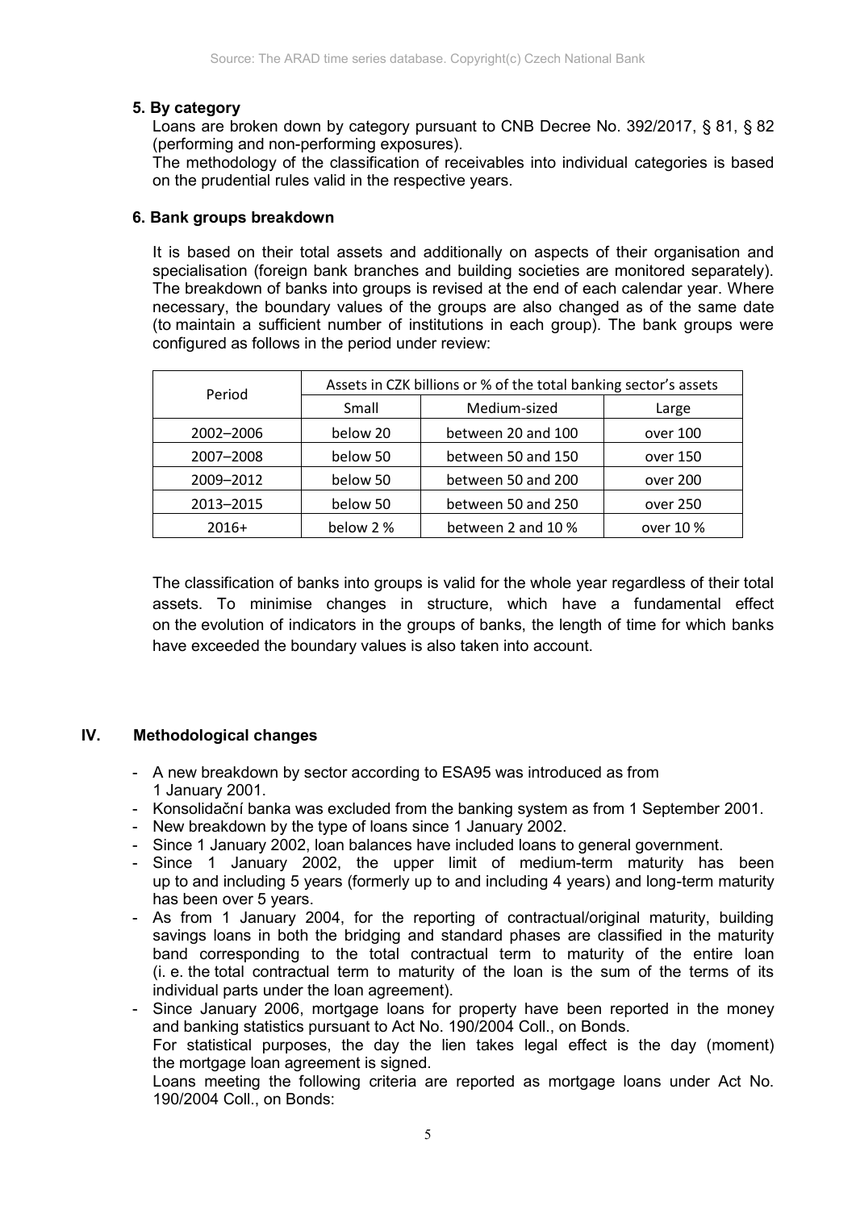### 5. By category

Loans are broken down by category pursuant to CNB Decree No. 392/2017, § 81, § 82 (performing and non-performing exposures).

The methodology of the classification of receivables into individual categories is based on the prudential rules valid in the respective years.

### 6. Bank groups breakdown

It is based on their total assets and additionally on aspects of their organisation and specialisation (foreign bank branches and building societies are monitored separately). The breakdown of banks into groups is revised at the end of each calendar year. Where necessary, the boundary values of the groups are also changed as of the same date (to maintain a sufficient number of institutions in each group). The bank groups were configured as follows in the period under review:

| Period | Assets in CZK billions or % of the total banking sector's assets | | |
|---|---|---|---|
| | Small | Medium-sized | Large |
| 2002–2006 | below 20 | between 20 and 100 | over 100 |
| 2007–2008 | below 50 | between 50 and 150 | over 150 |
| 2009–2012 | below 50 | between 50 and 200 | over 200 |
| 2013–2015 | below 50 | between 50 and 250 | over 250 |
| 2016+ | below 2 % | between 2 and 10 % | over 10 % |

The classification of banks into groups is valid for the whole year regardless of their total assets. To minimise changes in structure, which have a fundamental effect on the evolution of indicators in the groups of banks, the length of time for which banks have exceeded the boundary values is also taken into account.

## IV. Methodological changes

- A new breakdown by sector according to ESA95 was introduced as from 1 January 2001.
- Konsolidační banka was excluded from the banking system as from 1 September 2001.
- New breakdown by the type of loans since 1 January 2002.
- Since 1 January 2002, loan balances have included loans to general government.
- Since 1 January 2002, the upper limit of medium-term maturity has been up to and including 5 years (formerly up to and including 4 years) and long-term maturity has been over 5 years.
- As from 1 January 2004, for the reporting of contractual/original maturity, building savings loans in both the bridging and standard phases are classified in the maturity band corresponding to the total contractual term to maturity of the entire loan (i. e. the total contractual term to maturity of the loan is the sum of the terms of its individual parts under the loan agreement).
- Since January 2006, mortgage loans for property have been reported in the money and banking statistics pursuant to Act No. 190/2004 Coll., on Bonds.
  For statistical purposes, the day the lien takes legal effect is the day (moment) the mortgage loan agreement is signed.
  Loans meeting the following criteria are reported as mortgage loans under Act No. 190/2004 Coll., on Bonds: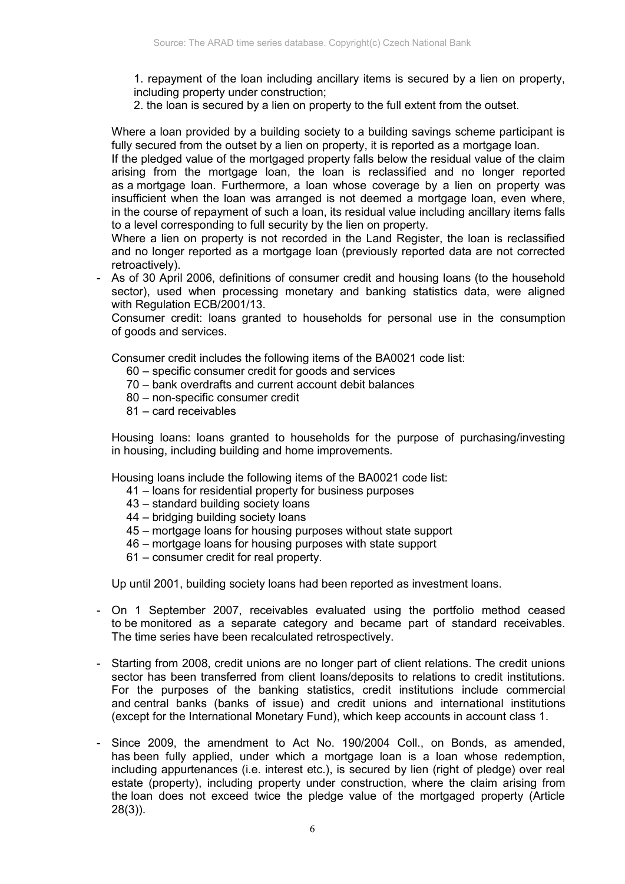1. repayment of the loan including ancillary items is secured by a lien on property, including property under construction;
2. the loan is secured by a lien on property to the full extent from the outset.

Where a loan provided by a building society to a building savings scheme participant is fully secured from the outset by a lien on property, it is reported as a mortgage loan.
If the pledged value of the mortgaged property falls below the residual value of the claim arising from the mortgage loan, the loan is reclassified and no longer reported as a mortgage loan. Furthermore, a loan whose coverage by a lien on property was insufficient when the loan was arranged is not deemed a mortgage loan, even where, in the course of repayment of such a loan, its residual value including ancillary items falls to a level corresponding to full security by the lien on property.
Where a lien on property is not recorded in the Land Register, the loan is reclassified and no longer reported as a mortgage loan (previously reported data are not corrected retroactively).

- As of 30 April 2006, definitions of consumer credit and housing loans (to the household sector), used when processing monetary and banking statistics data, were aligned with Regulation ECB/2001/13.
  Consumer credit: loans granted to households for personal use in the consumption of goods and services.

  Consumer credit includes the following items of the BA0021 code list:
  - 60 – specific consumer credit for goods and services
  - 70 – bank overdrafts and current account debit balances
  - 80 – non-specific consumer credit
  - 81 – card receivables

  Housing loans: loans granted to households for the purpose of purchasing/investing in housing, including building and home improvements.

  Housing loans include the following items of the BA0021 code list:
  - 41 – loans for residential property for business purposes
  - 43 – standard building society loans
  - 44 – bridging building society loans
  - 45 – mortgage loans for housing purposes without state support
  - 46 – mortgage loans for housing purposes with state support
  - 61 – consumer credit for real property.

  Up until 2001, building society loans had been reported as investment loans.

- On 1 September 2007, receivables evaluated using the portfolio method ceased to be monitored as a separate category and became part of standard receivables. The time series have been recalculated retrospectively.

- Starting from 2008, credit unions are no longer part of client relations. The credit unions sector has been transferred from client loans/deposits to relations to credit institutions. For the purposes of the banking statistics, credit institutions include commercial and central banks (banks of issue) and credit unions and international institutions (except for the International Monetary Fund), which keep accounts in account class 1.

- Since 2009, the amendment to Act No. 190/2004 Coll., on Bonds, as amended, has been fully applied, under which a mortgage loan is a loan whose redemption, including appurtenances (i.e. interest etc.), is secured by lien (right of pledge) over real estate (property), including property under construction, where the claim arising from the loan does not exceed twice the pledge value of the mortgaged property (Article 28(3)).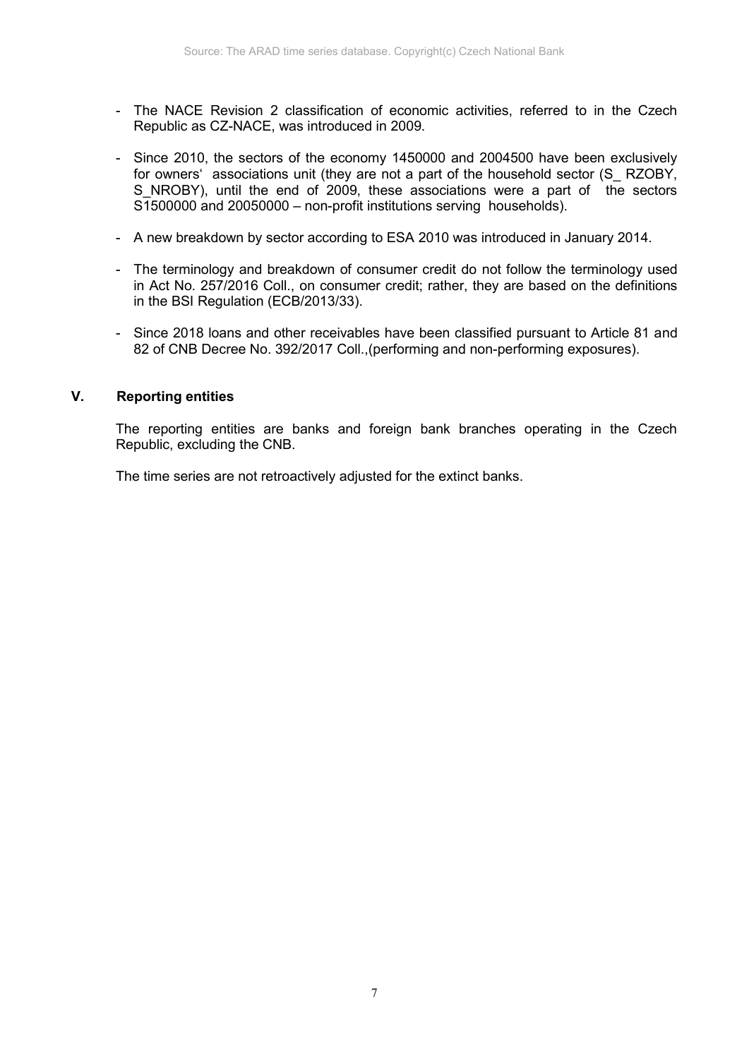- The NACE Revision 2 classification of economic activities, referred to in the Czech Republic as CZ-NACE, was introduced in 2009.
- Since 2010, the sectors of the economy 1450000 and 2004500 have been exclusively for owners' associations unit (they are not a part of the household sector (S_ RZOBY, S_NROBY), until the end of 2009, these associations were a part of the sectors S1500000 and 20050000 – non-profit institutions serving households).
- A new breakdown by sector according to ESA 2010 was introduced in January 2014.
- The terminology and breakdown of consumer credit do not follow the terminology used in Act No. 257/2016 Coll., on consumer credit; rather, they are based on the definitions in the BSI Regulation (ECB/2013/33).
- Since 2018 loans and other receivables have been classified pursuant to Article 81 and 82 of CNB Decree No. 392/2017 Coll.,(performing and non-performing exposures).

## V. Reporting entities

The reporting entities are banks and foreign bank branches operating in the Czech Republic, excluding the CNB.

The time series are not retroactively adjusted for the extinct banks.